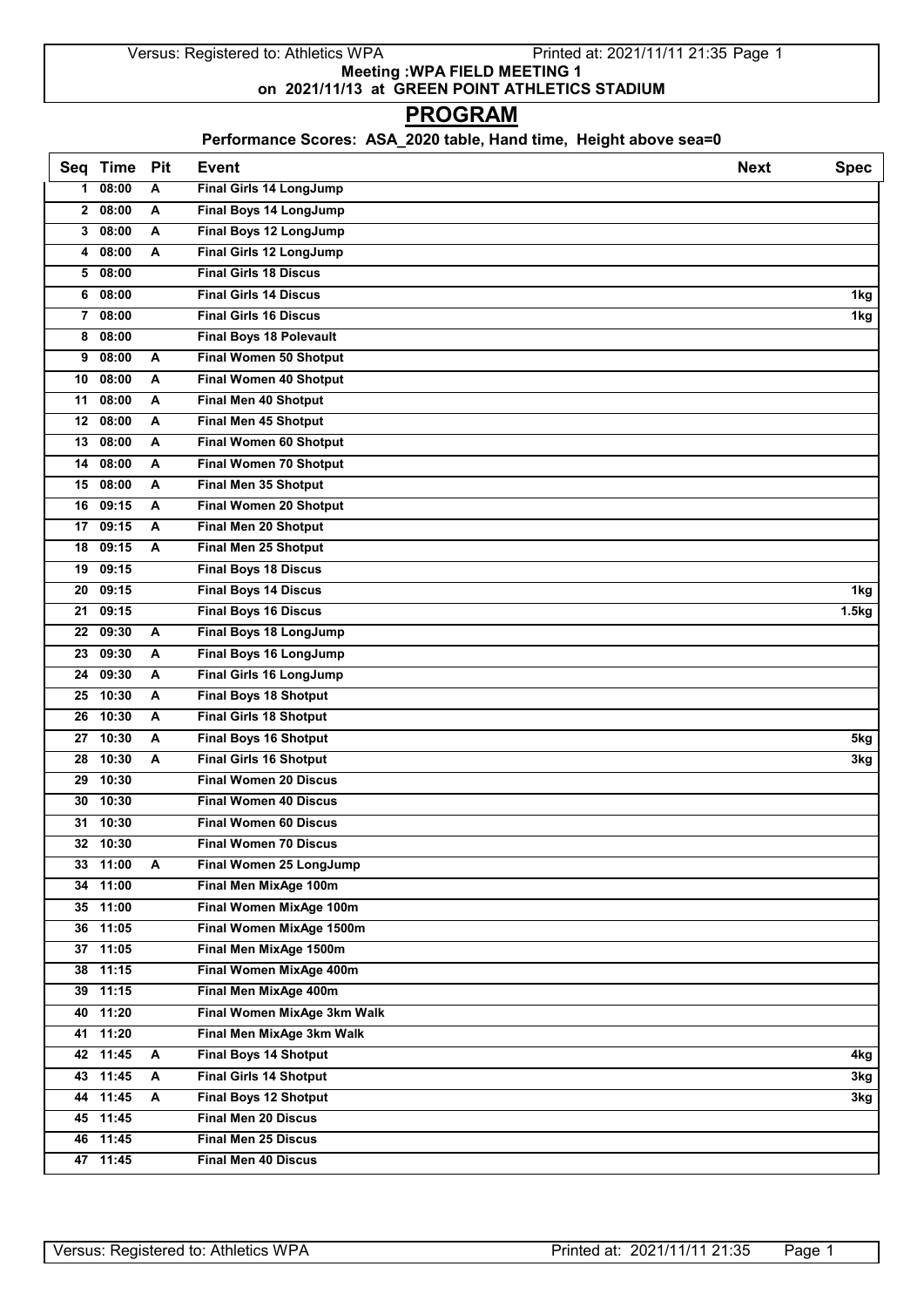**Meeting :WPA FIELD MEETING 1**

**on 2021/11/13 at GREEN POINT ATHLETICS STADIUM**

# PROGRAM

**Performance Scores: ASA_2020 table, Hand time, Height above sea=0**

| Seq | Time | Pit | Event | Next | Spec |
|---|---|---|---|---|---|
| 1 | 08:00 | A | Final Girls 14 LongJump | | |
| 2 | 08:00 | A | Final Boys 14 LongJump | | |
| 3 | 08:00 | A | Final Boys 12 LongJump | | |
| 4 | 08:00 | A | Final Girls 12 LongJump | | |
| 5 | 08:00 | | Final Girls 18 Discus | | |
| 6 | 08:00 | | Final Girls 14 Discus | | 1kg |
| 7 | 08:00 | | Final Girls 16 Discus | | 1kg |
| 8 | 08:00 | | Final Boys 18 Polevault | | |
| 9 | 08:00 | A | Final Women 50 Shotput | | |
| 10 | 08:00 | A | Final Women 40 Shotput | | |
| 11 | 08:00 | A | Final Men 40 Shotput | | |
| 12 | 08:00 | A | Final Men 45 Shotput | | |
| 13 | 08:00 | A | Final Women 60 Shotput | | |
| 14 | 08:00 | A | Final Women 70 Shotput | | |
| 15 | 08:00 | A | Final Men 35 Shotput | | |
| 16 | 09:15 | A | Final Women 20 Shotput | | |
| 17 | 09:15 | A | Final Men 20 Shotput | | |
| 18 | 09:15 | A | Final Men 25 Shotput | | |
| 19 | 09:15 | | Final Boys 18 Discus | | |
| 20 | 09:15 | | Final Boys 14 Discus | | 1kg |
| 21 | 09:15 | | Final Boys 16 Discus | | 1.5kg |
| 22 | 09:30 | A | Final Boys 18 LongJump | | |
| 23 | 09:30 | A | Final Boys 16 LongJump | | |
| 24 | 09:30 | A | Final Girls 16 LongJump | | |
| 25 | 10:30 | A | Final Boys 18 Shotput | | |
| 26 | 10:30 | A | Final Girls 18 Shotput | | |
| 27 | 10:30 | A | Final Boys 16 Shotput | | 5kg |
| 28 | 10:30 | A | Final Girls 16 Shotput | | 3kg |
| 29 | 10:30 | | Final Women 20 Discus | | |
| 30 | 10:30 | | Final Women 40 Discus | | |
| 31 | 10:30 | | Final Women 60 Discus | | |
| 32 | 10:30 | | Final Women 70 Discus | | |
| 33 | 11:00 | A | Final Women 25 LongJump | | |
| 34 | 11:00 | | Final Men MixAge 100m | | |
| 35 | 11:00 | | Final Women MixAge 100m | | |
| 36 | 11:05 | | Final Women MixAge 1500m | | |
| 37 | 11:05 | | Final Men MixAge 1500m | | |
| 38 | 11:15 | | Final Women MixAge 400m | | |
| 39 | 11:15 | | Final Men MixAge 400m | | |
| 40 | 11:20 | | Final Women MixAge 3km Walk | | |
| 41 | 11:20 | | Final Men MixAge 3km Walk | | |
| 42 | 11:45 | A | Final Boys 14 Shotput | | 4kg |
| 43 | 11:45 | A | Final Girls 14 Shotput | | 3kg |
| 44 | 11:45 | A | Final Boys 12 Shotput | | 3kg |
| 45 | 11:45 | | Final Men 20 Discus | | |
| 46 | 11:45 | | Final Men 25 Discus | | |
| 47 | 11:45 | | Final Men 40 Discus | | |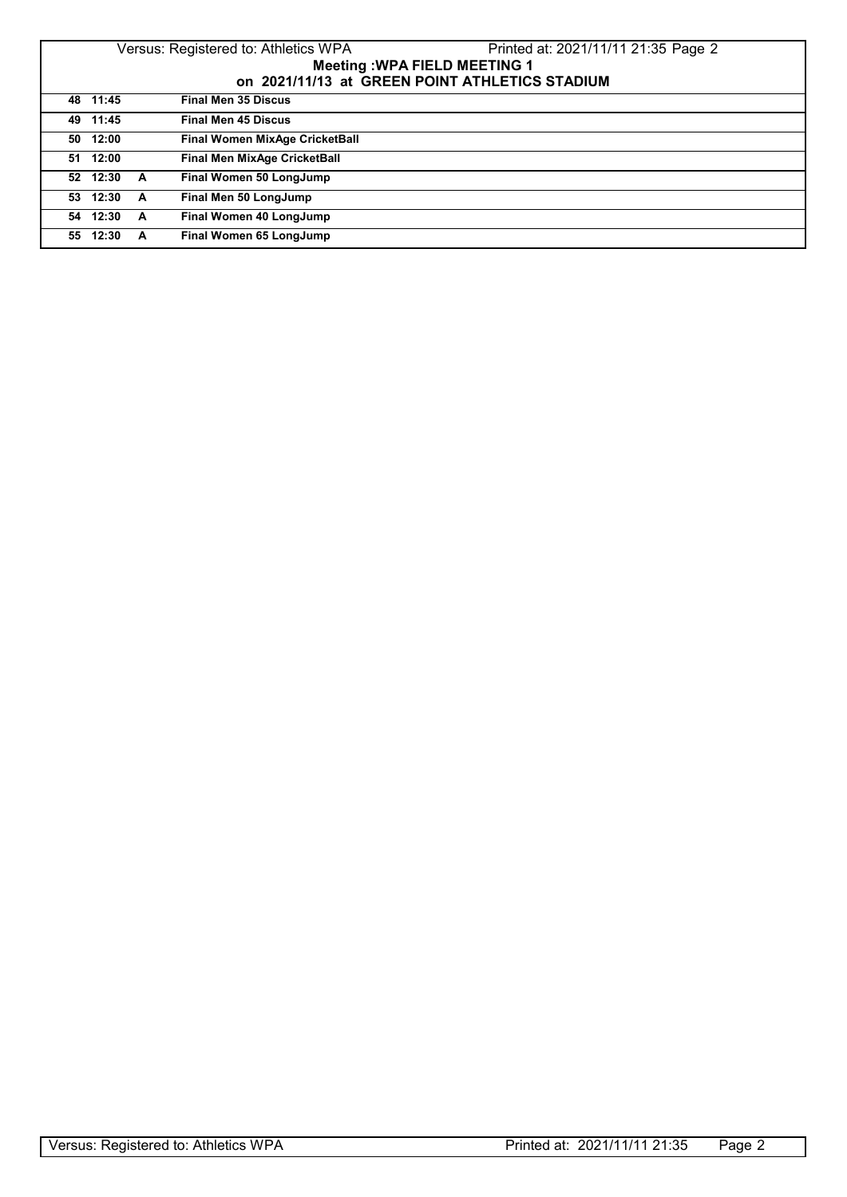**Meeting :WPA FIELD MEETING 1**

**on 2021/11/13 at GREEN POINT ATHLETICS STADIUM**

| | | | |
|---|---|---|---|
| 48 | 11:45 | | Final Men 35 Discus |
| 49 | 11:45 | | Final Men 45 Discus |
| 50 | 12:00 | | Final Women MixAge CricketBall |
| 51 | 12:00 | | Final Men MixAge CricketBall |
| 52 | 12:30 | A | Final Women 50 LongJump |
| 53 | 12:30 | A | Final Men 50 LongJump |
| 54 | 12:30 | A | Final Women 40 LongJump |
| 55 | 12:30 | A | Final Women 65 LongJump |